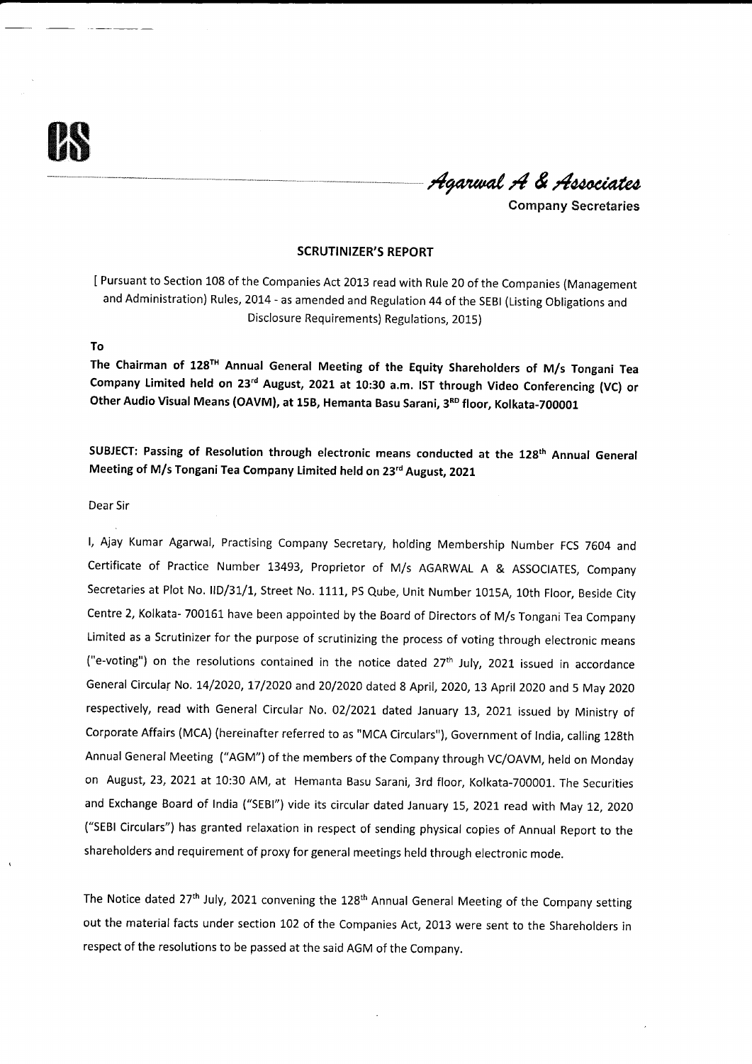*Agarwal A & Associates*

Company Secretaries

## SCRUTINIZER'S REPORT

[ Pursuant to Section 108 of the Companies Act 2013 read with Rule 20 of the Companies (Management and Administration) Rules, 2014 - as amended and Regulation 44 of the SEBI (Listing Obligations and Disclosure Requirements) Regulations, 2015)

**To**

**The Chairman of 128TH Annual General Meeting of the Equity Shareholders of M/s Tongani Tea Company Limited held on 23rd August, 2021 at 10:30 a.m. IST through Video Conferencing (VC) or Other Audio Visual Means (OAVM), at 15B, Hemanta Basu Sarani, 3RD floor, Kolkata-700001**

**SUBJECT: Passing of Resolution through electronic means conducted at the 128th Annual General Meeting of M/s Tongani Tea Company Limited held on 23rd August, 2021**

Dear Sir

I, Ajay Kumar Agarwal, Practising Company Secretary, holding Membership Number FCS 7604 and Certificate of Practice Number 13493, Proprietor of M/s AGARWAL A & ASSOCIATES, Company Secretaries at Plot No. IID/31/1, Street No. 1111, PS Qube, Unit Number 1015A, 10th Floor, Beside City Centre 2, Kolkata- 700161 have been appointed by the Board of Directors of M/s Tongani Tea Company Limited as a Scrutinizer for the purpose of scrutinizing the process of voting through electronic means ("e-voting") on the resolutions contained in the notice dated 27th July, 2021 issued in accordance General Circular No. 14/2020, 17/2020 and 20/2020 dated 8 April, 2020, 13 April 2020 and 5 May 2020 respectively, read with General Circular No. 02/2021 dated January 13, 2021 issued by Ministry of Corporate Affairs (MCA) (hereinafter referred to as "MCA Circulars"), Government of India, calling 128th Annual General Meeting ("AGM") of the members of the Company through VC/OAVM, held on Monday on August, 23, 2021 at 10:30 AM, at Hemanta Basu Sarani, 3rd floor, Kolkata-700001. The Securities and Exchange Board of India ("SEBI") vide its circular dated January 15, 2021 read with May 12, 2020 ("SEBI Circulars") has granted relaxation in respect of sending physical copies of Annual Report to the shareholders and requirement of proxy for general meetings held through electronic mode.

The Notice dated 27th July, 2021 convening the 128th Annual General Meeting of the Company setting out the material facts under section 102 of the Companies Act, 2013 were sent to the Shareholders in respect of the resolutions to be passed at the said AGM of the Company.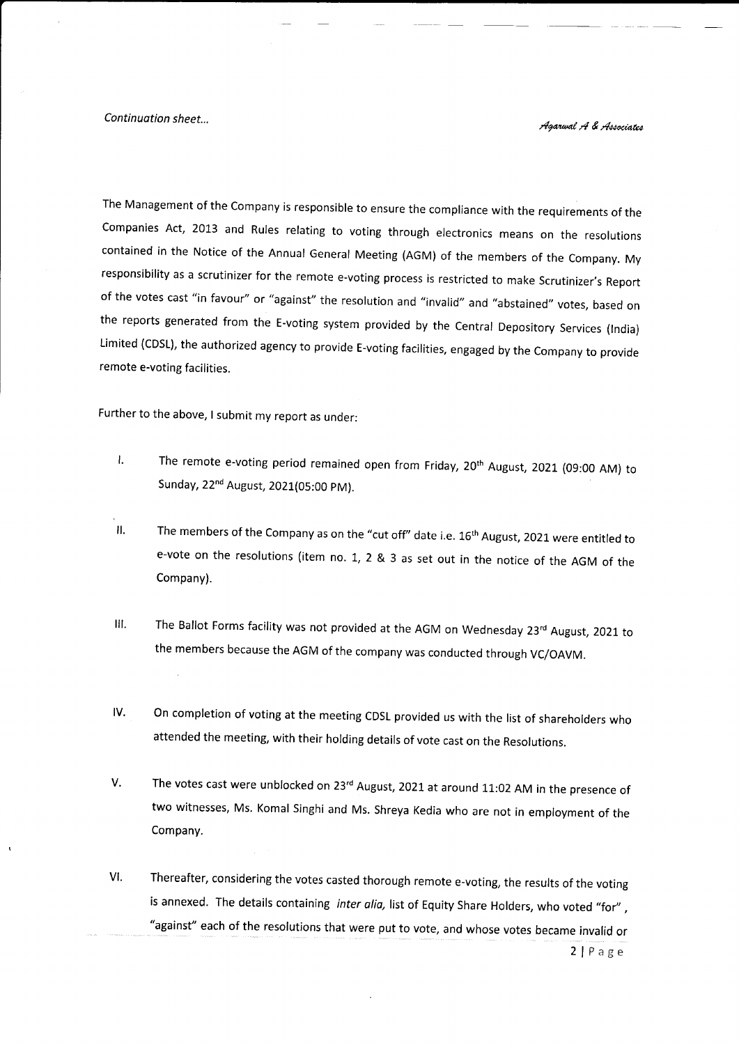*Continuation sheet...*

The Management of the Company is responsible to ensure the compliance with the requirements of the Companies Act, 2013 and Rules relating to voting through electronics means on the resolutions contained in the Notice of the Annual General Meeting (AGM) of the members of the Company. My responsibility as a scrutinizer for the remote e-voting process is restricted to make Scrutinizer's Report of the votes cast "in favour" or "against" the resolution and "invalid" and "abstained" votes, based on the reports generated from the E-voting system provided by the Central Depository Services (India) Limited (CDSL), the authorized agency to provide E-voting facilities, engaged by the Company to provide remote e-voting facilities.

Further to the above, I submit my report as under:

I. The remote e-voting period remained open from Friday, 20th August, 2021 (09:00 AM) to Sunday, 22nd August, 2021(05:00 PM).

II. The members of the Company as on the "cut off" date i.e. 16th August, 2021 were entitled to e-vote on the resolutions (item no. 1, 2 & 3 as set out in the notice of the AGM of the Company).

III. The Ballot Forms facility was not provided at the AGM on Wednesday 23rd August, 2021 to the members because the AGM of the company was conducted through VC/OAVM.

IV. On completion of voting at the meeting CDSL provided us with the list of shareholders who attended the meeting, with their holding details of vote cast on the Resolutions.

V. The votes cast were unblocked on 23rd August, 2021 at around 11:02 AM in the presence of two witnesses, Ms. Komal Singhi and Ms. Shreya Kedia who are not in employment of the Company.

VI. Thereafter, considering the votes casted thorough remote e-voting, the results of the voting is annexed. The details containing *inter alia,* list of Equity Share Holders, who voted "for", "against" each of the resolutions that were put to vote, and whose votes became invalid or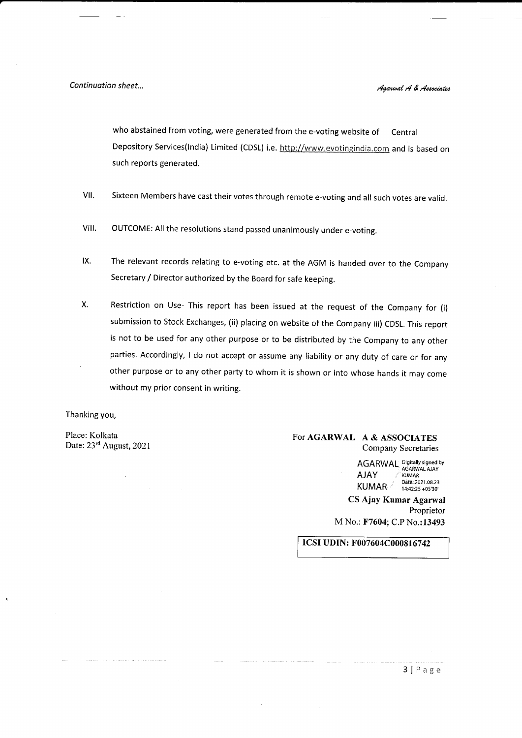who abstained from voting, were generated from the e-voting website of Central Depository Services(India) Limited (CDSL) i.e. http://www.evotingindia.com and is based on such reports generated.

VII. Sixteen Members have cast their votes through remote e-voting and all such votes are valid.

VIII. OUTCOME: All the resolutions stand passed unanimously under e-voting.

IX. The relevant records relating to e-voting etc. at the AGM is handed over to the Company Secretary / Director authorized by the Board for safe keeping.

X. Restriction on Use- This report has been issued at the request of the Company for (i) submission to Stock Exchanges, (ii) placing on website of the Company iii) CDSL. This report is not to be used for any other purpose or to be distributed by the Company to any other parties. Accordingly, I do not accept or assume any liability or any duty of care or for any other purpose or to any other party to whom it is shown or into whose hands it may come without my prior consent in writing.

Thanking you,

Place: Kolkata
Date: 23rd August, 2021

For **AGARWAL A & ASSOCIATES**
Company Secretaries

AGARWAL AJAY KUMAR
Digitally signed by AGARWAL AJAY KUMAR
Date: 2021.08.23 14:42:25 +05'30'

**CS Ajay Kumar Agarwal**
Proprietor
M No.: **F7604**; C.P No.:**13493**

**ICSI UDIN: F007604C000816742**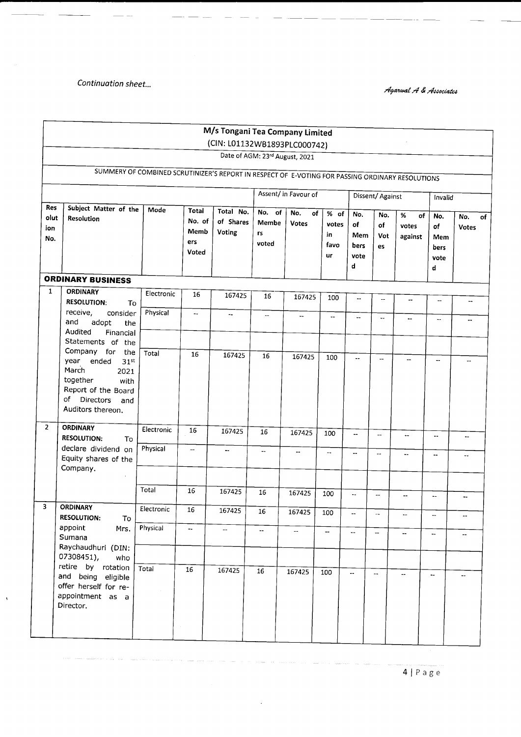Continuation sheet...

*Agarwal A & Associates*

## M/s Tongani Tea Company Limited

(CIN: L01132WB1893PLC000742)

Date of AGM: 23rd August, 2021

SUMMERY OF COMBINED SCRUTINIZER'S REPORT IN RESPECT OF E-VOTING FOR PASSING ORDINARY RESOLUTIONS

| Resolution No. | Subject Matter of the Resolution | Mode | Total No. of Members Voted | Total No. of Shares Voting | Assent/ in Favour of | | | Dissent/ Against | | | Invalid | |
|---|---|---|---|---|---|---|---|---|---|---|---|---|
| | | | | | No. of Members voted | No. of Votes | % of votes in favour | No. of Members voted | No. of Votes | % of votes against | No. of Members voted | No. of Votes |
| **ORDINARY BUSINESS** | | | | | | | | | | | | |
| 1 | **ORDINARY RESOLUTION:** To receive, consider and adopt the Audited Financial Statements of the Company for the year ended 31st March 2021 together with Report of the Board of Directors and Auditors thereon. | Electronic | 16 | 167425 | 16 | 167425 | 100 | -- | -- | -- | -- | -- |
| | | Physical | -- | -- | -- | -- | -- | -- | -- | -- | -- | -- |
| | | | | | | | | | | | | |
| | | Total | 16 | 167425 | 16 | 167425 | 100 | -- | -- | -- | -- | -- |
| 2 | **ORDINARY RESOLUTION:** To declare dividend on Equity shares of the Company. | Electronic | 16 | 167425 | 16 | 167425 | 100 | -- | -- | -- | -- | -- |
| | | Physical | -- | -- | -- | -- | -- | -- | -- | -- | -- | -- |
| | | | | | | | | | | | | |
| | | Total | 16 | 167425 | 16 | 167425 | 100 | -- | -- | -- | -- | -- |
| 3 | **ORDINARY RESOLUTION:** To appoint Mrs. Sumana Raychaudhuri (DIN: 07308451), who retire by rotation and being eligible offer herself for re-appointment as a Director. | Electronic | 16 | 167425 | 16 | 167425 | 100 | -- | -- | -- | -- | -- |
| | | Physical | -- | -- | -- | -- | -- | -- | -- | -- | -- | -- |
| | | | | | | | | | | | | |
| | | Total | 16 | 167425 | 16 | 167425 | 100 | -- | -- | -- | -- | -- |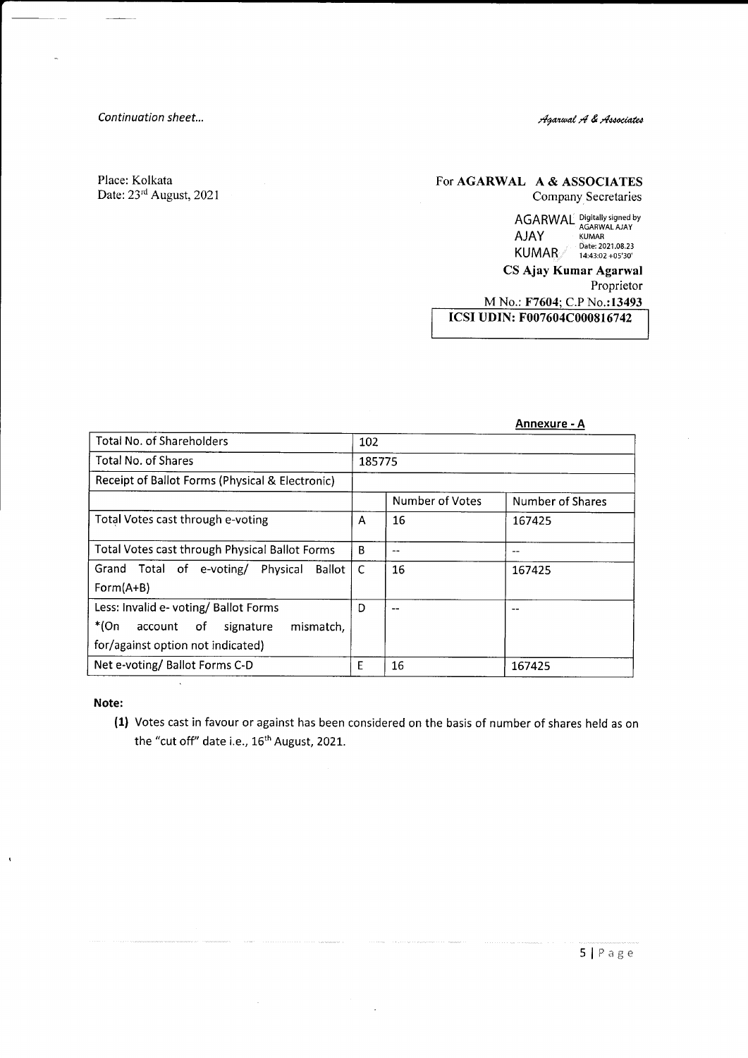Place: Kolkata
Date: 23rd August, 2021

For **AGARWAL A & ASSOCIATES**
Company Secretaries

AGARWAL AJAY KUMAR Digitally signed by AGARWAL AJAY KUMAR Date: 2021.08.23 14:43:02 +05'30'

**CS Ajay Kumar Agarwal**
Proprietor
M No.: **F7604**; C.P No.:**13493**

**ICSI UDIN: F007604C000816742**

**Annexure - A**

| | | | |
|---|---|---|---|
| Total No. of Shareholders | 102 | | |
| Total No. of Shares | 185775 | | |
| Receipt of Ballot Forms (Physical & Electronic) | | | |
| | | Number of Votes | Number of Shares |
| Total Votes cast through e-voting | A | 16 | 167425 |
| Total Votes cast through Physical Ballot Forms | B | -- | -- |
| Grand Total of e-voting/ Physical Ballot Form(A+B) | C | 16 | 167425 |
| Less: Invalid e- voting/ Ballot Forms *(On account of signature mismatch, for/against option not indicated) | D | -- | -- |
| Net e-voting/ Ballot Forms C-D | E | 16 | 167425 |

**Note:**

**(1)** Votes cast in favour or against has been considered on the basis of number of shares held as on the "cut off" date i.e., 16th August, 2021.